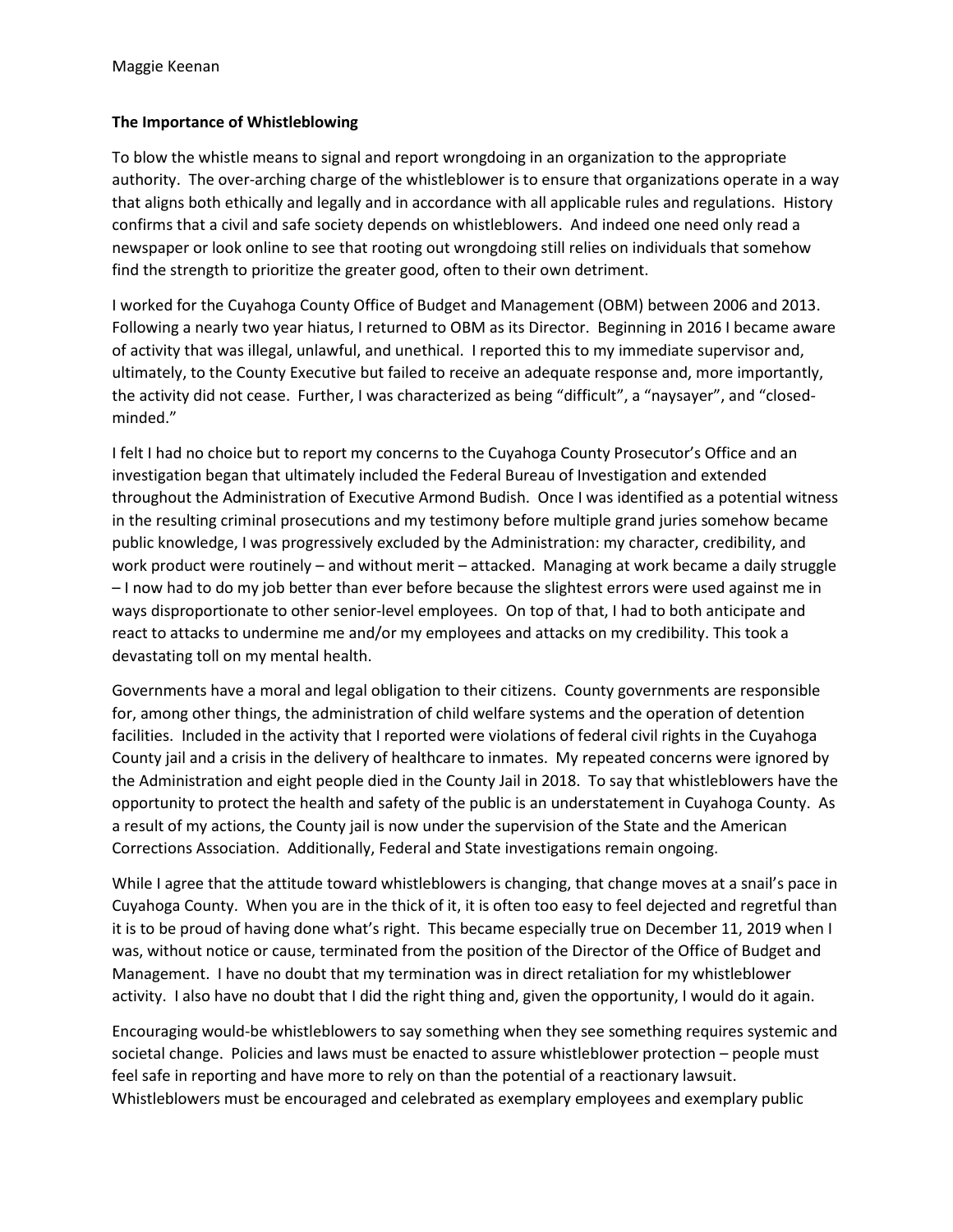Maggie Keenan

**The Importance of Whistleblowing**

To blow the whistle means to signal and report wrongdoing in an organization to the appropriate authority. The over-arching charge of the whistleblower is to ensure that organizations operate in a way that aligns both ethically and legally and in accordance with all applicable rules and regulations. History confirms that a civil and safe society depends on whistleblowers. And indeed one need only read a newspaper or look online to see that rooting out wrongdoing still relies on individuals that somehow find the strength to prioritize the greater good, often to their own detriment.

I worked for the Cuyahoga County Office of Budget and Management (OBM) between 2006 and 2013. Following a nearly two year hiatus, I returned to OBM as its Director. Beginning in 2016 I became aware of activity that was illegal, unlawful, and unethical. I reported this to my immediate supervisor and, ultimately, to the County Executive but failed to receive an adequate response and, more importantly, the activity did not cease. Further, I was characterized as being "difficult", a "naysayer", and "closed-minded."

I felt I had no choice but to report my concerns to the Cuyahoga County Prosecutor's Office and an investigation began that ultimately included the Federal Bureau of Investigation and extended throughout the Administration of Executive Armond Budish. Once I was identified as a potential witness in the resulting criminal prosecutions and my testimony before multiple grand juries somehow became public knowledge, I was progressively excluded by the Administration: my character, credibility, and work product were routinely – and without merit – attacked. Managing at work became a daily struggle – I now had to do my job better than ever before because the slightest errors were used against me in ways disproportionate to other senior-level employees. On top of that, I had to both anticipate and react to attacks to undermine me and/or my employees and attacks on my credibility. This took a devastating toll on my mental health.

Governments have a moral and legal obligation to their citizens. County governments are responsible for, among other things, the administration of child welfare systems and the operation of detention facilities. Included in the activity that I reported were violations of federal civil rights in the Cuyahoga County jail and a crisis in the delivery of healthcare to inmates. My repeated concerns were ignored by the Administration and eight people died in the County Jail in 2018. To say that whistleblowers have the opportunity to protect the health and safety of the public is an understatement in Cuyahoga County. As a result of my actions, the County jail is now under the supervision of the State and the American Corrections Association. Additionally, Federal and State investigations remain ongoing.

While I agree that the attitude toward whistleblowers is changing, that change moves at a snail's pace in Cuyahoga County. When you are in the thick of it, it is often too easy to feel dejected and regretful than it is to be proud of having done what's right. This became especially true on December 11, 2019 when I was, without notice or cause, terminated from the position of the Director of the Office of Budget and Management. I have no doubt that my termination was in direct retaliation for my whistleblower activity. I also have no doubt that I did the right thing and, given the opportunity, I would do it again.

Encouraging would-be whistleblowers to say something when they see something requires systemic and societal change. Policies and laws must be enacted to assure whistleblower protection – people must feel safe in reporting and have more to rely on than the potential of a reactionary lawsuit. Whistleblowers must be encouraged and celebrated as exemplary employees and exemplary public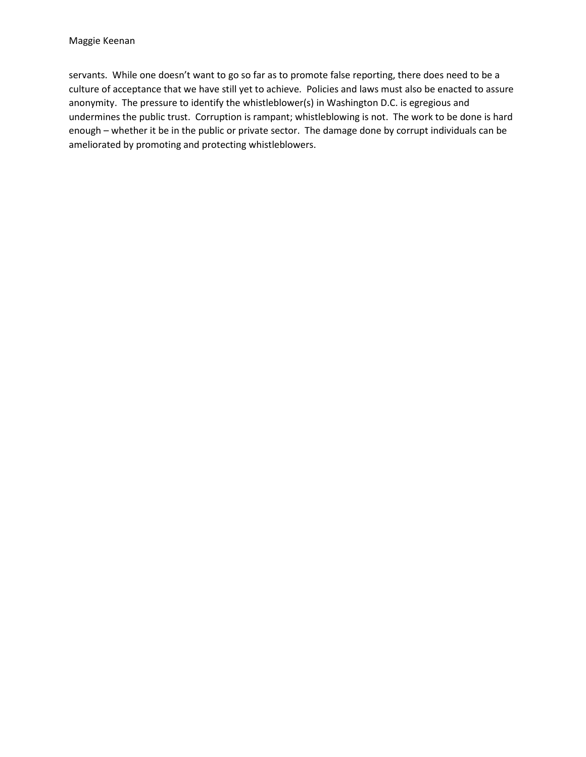servants. While one doesn't want to go so far as to promote false reporting, there does need to be a culture of acceptance that we have still yet to achieve. Policies and laws must also be enacted to assure anonymity. The pressure to identify the whistleblower(s) in Washington D.C. is egregious and undermines the public trust. Corruption is rampant; whistleblowing is not. The work to be done is hard enough – whether it be in the public or private sector. The damage done by corrupt individuals can be ameliorated by promoting and protecting whistleblowers.